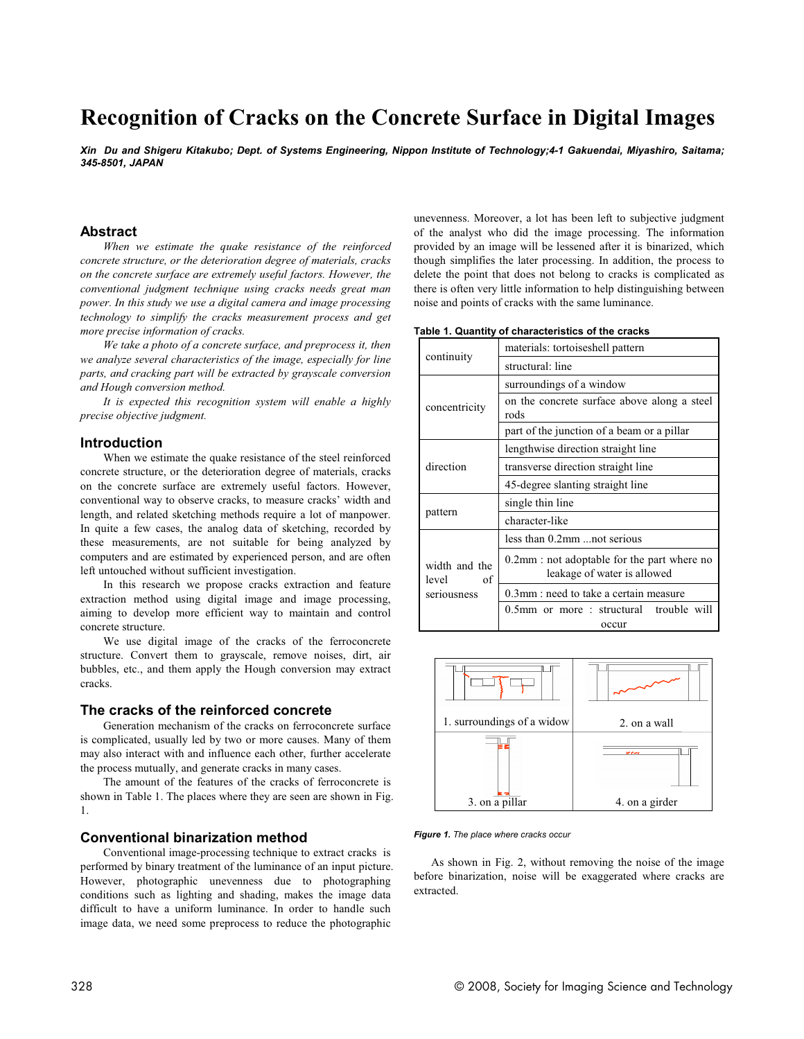# Recognition of Cracks on the Concrete Surface in Digital Images

***Xin Du and Shigeru Kitakubo; Dept. of Systems Engineering, Nippon Institute of Technology;4-1 Gakuendai, Miyashiro, Saitama; 345-8501, JAPAN***

## Abstract

*When we estimate the quake resistance of the reinforced concrete structure, or the deterioration degree of materials, cracks on the concrete surface are extremely useful factors. However, the conventional judgment technique using cracks needs great man power. In this study we use a digital camera and image processing technology to simplify the cracks measurement process and get more precise information of cracks.*

*We take a photo of a concrete surface, and preprocess it, then we analyze several characteristics of the image, especially for line parts, and cracking part will be extracted by grayscale conversion and Hough conversion method.*

*It is expected this recognition system will enable a highly precise objective judgment.*

## Introduction

When we estimate the quake resistance of the steel reinforced concrete structure, or the deterioration degree of materials, cracks on the concrete surface are extremely useful factors. However, conventional way to observe cracks, to measure cracks' width and length, and related sketching methods require a lot of manpower. In quite a few cases, the analog data of sketching, recorded by these measurements, are not suitable for being analyzed by computers and are estimated by experienced person, and are often left untouched without sufficient investigation.

In this research we propose cracks extraction and feature extraction method using digital image and image processing, aiming to develop more efficient way to maintain and control concrete structure.

We use digital image of the cracks of the ferroconcrete structure. Convert them to grayscale, remove noises, dirt, air bubbles, etc., and them apply the Hough conversion may extract cracks.

## The cracks of the reinforced concrete

Generation mechanism of the cracks on ferroconcrete surface is complicated, usually led by two or more causes. Many of them may also interact with and influence each other, further accelerate the process mutually, and generate cracks in many cases.

The amount of the features of the cracks of ferroconcrete is shown in Table 1. The places where they are seen are shown in Fig. 1.

## Conventional binarization method

Conventional image-processing technique to extract cracks is performed by binary treatment of the luminance of an input picture. However, photographic unevenness due to photographing conditions such as lighting and shading, makes the image data difficult to have a uniform luminance. In order to handle such image data, we need some preprocess to reduce the photographic unevenness. Moreover, a lot has been left to subjective judgment of the analyst who did the image processing. The information provided by an image will be lessened after it is binarized, which though simplifies the later processing. In addition, the process to delete the point that does not belong to cracks is complicated as there is often very little information to help distinguishing between noise and points of cracks with the same luminance.

**Table 1. Quantity of characteristics of the cracks**

| | |
|---|---|
| continuity | materials: tortoiseshell pattern |
| | structural: line |
| concentricity | surroundings of a window |
| | on the concrete surface above along a steel rods |
| | part of the junction of a beam or a pillar |
| direction | lengthwise direction straight line |
| | transverse direction straight line |
| | 45-degree slanting straight line |
| pattern | single thin line |
| | character-like |
| width and the level of seriousness | less than 0.2mm ...not serious |
| | 0.2mm : not adoptable for the part where no leakage of water is allowed |
| | 0.3mm : need to take a certain measure |
| | 0.5mm or more : structural trouble will occur |

1. surroundings of a widow

2. on a wall

3. on a pillar

4. on a girder

***Figure 1.** The place where cracks occur*

As shown in Fig. 2, without removing the noise of the image before binarization, noise will be exaggerated where cracks are extracted.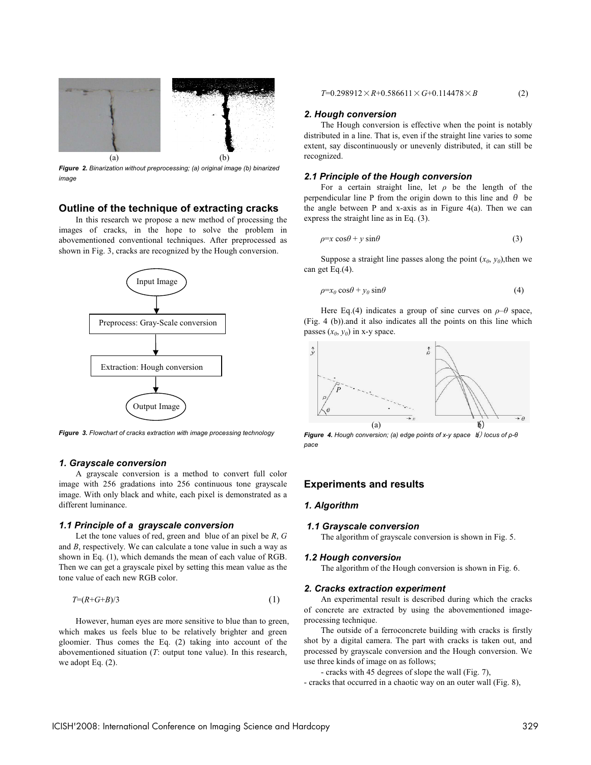Figure 2. Binarization without preprocessing; (a) original image (b) binarized image

## Outline of the technique of extracting cracks

In this research we propose a new method of processing the images of cracks, in the hope to solve the problem in abovementioned conventional techniques. After preprocessed as shown in Fig. 3, cracks are recognized by the Hough conversion.

Input Image → Preprocess: Gray-Scale conversion → Extraction: Hough conversion → Output Image

Figure 3. Flowchart of cracks extraction with image processing technology

### 1. Grayscale conversion

A grayscale conversion is a method to convert full color image with 256 gradations into 256 continuous tone grayscale image. With only black and white, each pixel is demonstrated as a different luminance.

#### 1.1 Principle of a grayscale conversion

Let the tone values of red, green and blue of an pixel be $R$, $G$ and $B$, respectively. We can calculate a tone value in such a way as shown in Eq. (1), which demands the mean of each value of RGB. Then we can get a grayscale pixel by setting this mean value as the tone value of each new RGB color.

$$T=(R+G+B)/3 \tag{1}$$

However, human eyes are more sensitive to blue than to green, which makes us feels blue to be relatively brighter and green gloomier. Thus comes the Eq. (2) taking into account of the abovementioned situation ($T$: output tone value). In this research, we adopt Eq. (2).

$$T=0.298912\times R+0.586611\times G+0.114478\times B \tag{2}$$

### 2. Hough conversion

The Hough conversion is effective when the point is notably distributed in a line. That is, even if the straight line varies to some extent, say discontinuously or unevenly distributed, it can still be recognized.

#### 2.1 Principle of the Hough conversion

For a certain straight line, let $\rho$ be the length of the perpendicular line P from the origin down to this line and $\theta$ be the angle between P and x-axis as in Figure 4(a). Then we can express the straight line as in Eq. (3).

$$\rho=x\cos\theta + y\sin\theta \tag{3}$$

Suppose a straight line passes along the point $(x_0, y_0)$,then we can get Eq.(4).

$$\rho=x_0\cos\theta + y_0\sin\theta \tag{4}$$

Here Eq.(4) indicates a group of sine curves on $\rho$–$\theta$ space, (Fig. 4 (b)).and it also indicates all the points on this line which passes $(x_0, y_0)$ in x-y space.

Figure 4. Hough conversion; (a) edge points of x-y space (b) locus of ρ-θ pace

## Experiments and results

### 1. Algorithm

#### 1.1 Grayscale conversion

The algorithm of grayscale conversion is shown in Fig. 5.

#### 1.2 Hough conversion

The algorithm of the Hough conversion is shown in Fig. 6.

### 2. Cracks extraction experiment

An experimental result is described during which the cracks of concrete are extracted by using the abovementioned image-processing technique.

The outside of a ferroconcrete building with cracks is firstly shot by a digital camera. The part with cracks is taken out, and processed by grayscale conversion and the Hough conversion. We use three kinds of image on as follows;

- cracks with 45 degrees of slope the wall (Fig. 7),
- cracks that occurred in a chaotic way on an outer wall (Fig. 8),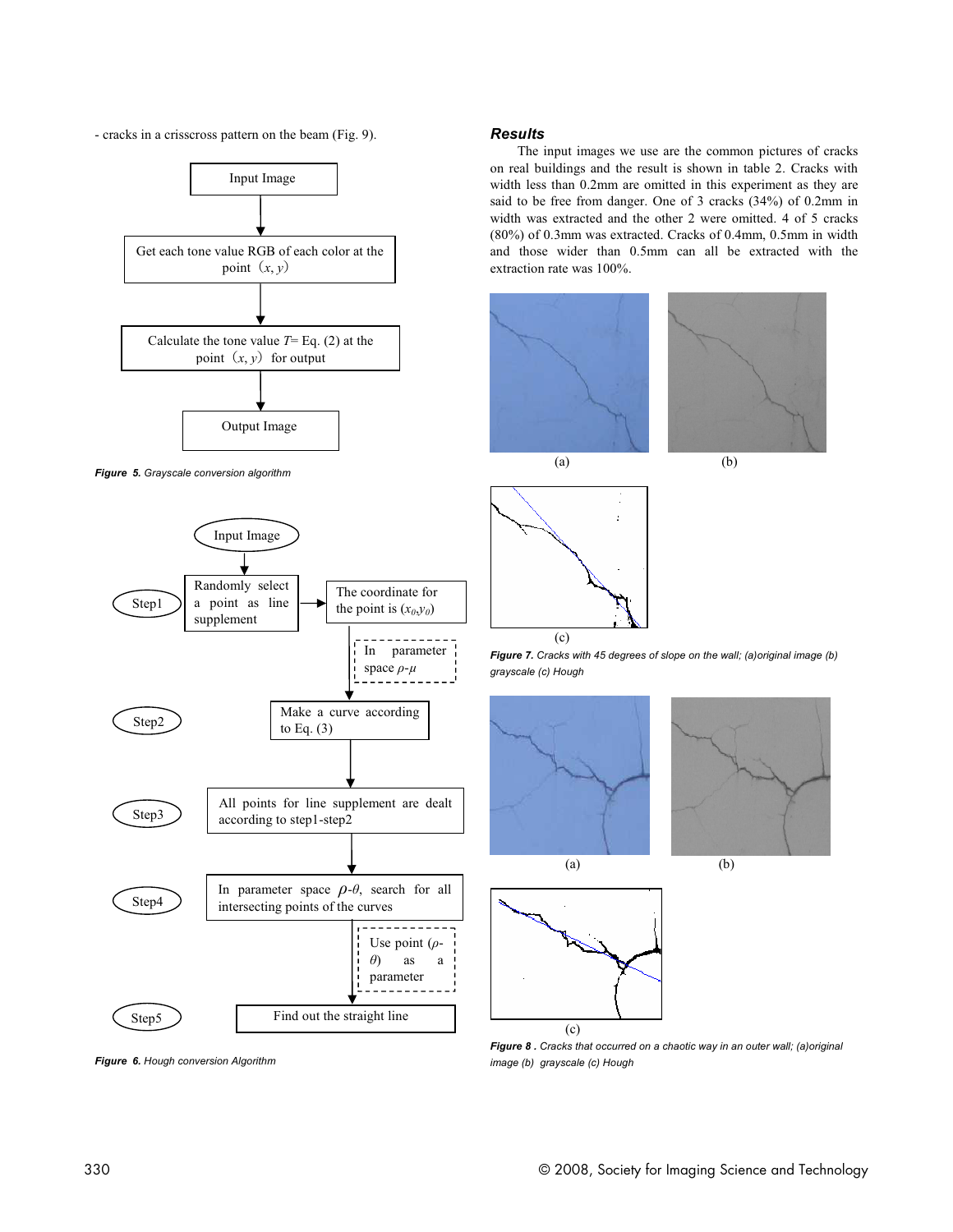- cracks in a crisscross pattern on the beam (Fig. 9).

Input Image

Get each tone value RGB of each color at the point $(x, y)$

Calculate the tone value $T$= Eq. (2) at the point $(x, y)$ for output

Output Image

***Figure 5.*** *Grayscale conversion algorithm*

Input Image

Step1 — Randomly select a point as line supplement → The coordinate for the point is $(x_0, y_0)$

In parameter space $\rho$-$\mu$

Step2 — Make a curve according to Eq. (3)

Step3 — All points for line supplement are dealt according to step1-step2

Step4 — In parameter space $\rho$-$\theta$, search for all intersecting points of the curves

Use point ($\rho$-$\theta$) as a parameter

Step5 — Find out the straight line

***Figure 6.*** *Hough conversion Algorithm*

### *Results*

The input images we use are the common pictures of cracks on real buildings and the result is shown in table 2. Cracks with width less than 0.2mm are omitted in this experiment as they are said to be free from danger. One of 3 cracks (34%) of 0.2mm in width was extracted and the other 2 were omitted. 4 of 5 cracks (80%) of 0.3mm was extracted. Cracks of 0.4mm, 0.5mm in width and those wider than 0.5mm can all be extracted with the extraction rate was 100%.

(a) (b)

(c)

***Figure 7.*** *Cracks with 45 degrees of slope on the wall; (a)original image (b) grayscale (c) Hough*

(a) (b)

(c)

***Figure 8 .*** *Cracks that occurred on a chaotic way in an outer wall; (a)original image (b) grayscale (c) Hough*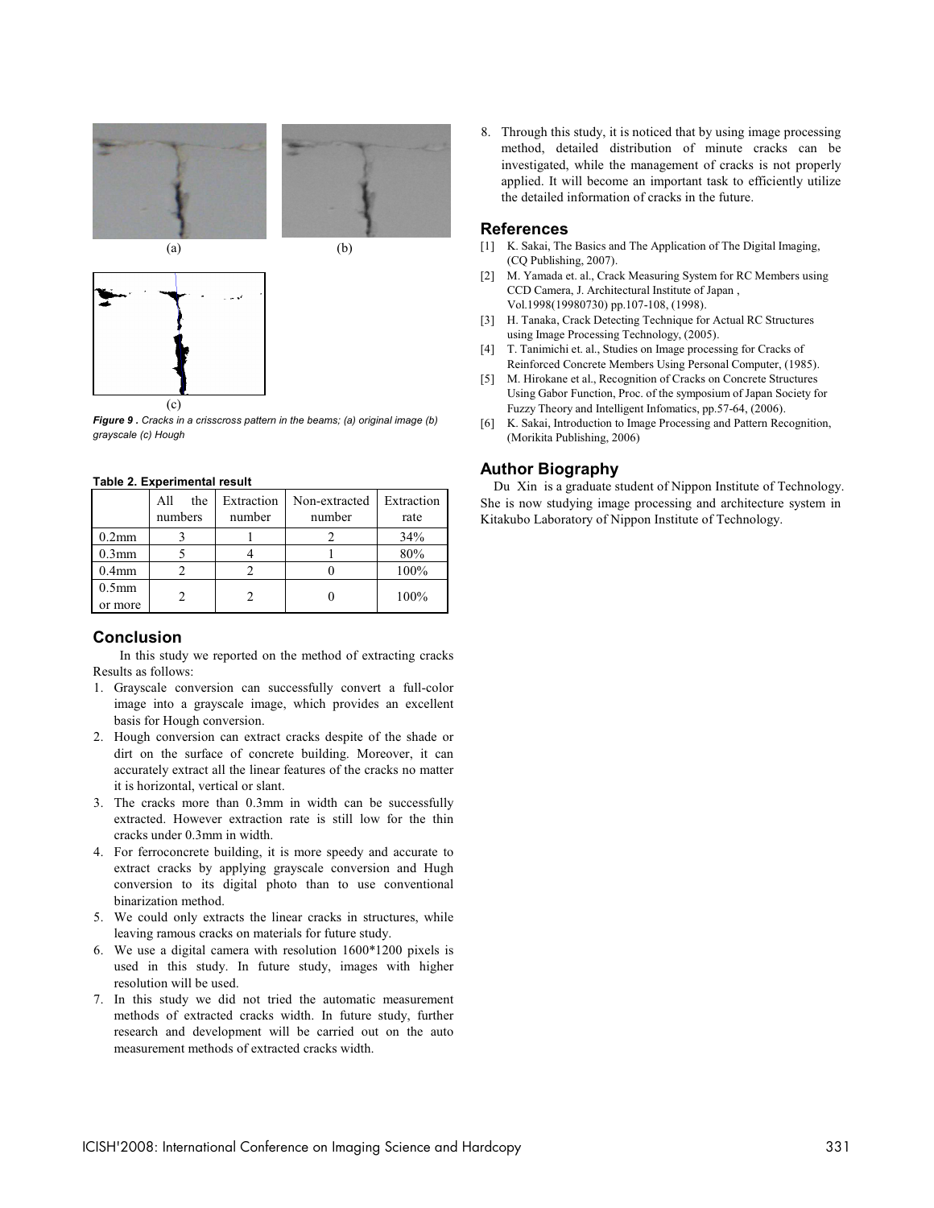(a) (b)

(c)

***Figure 9 .*** *Cracks in a crisscross pattern in the beams; (a) original image (b) grayscale (c) Hough*

**Table 2. Experimental result**

| | All the numbers | Extraction number | Non-extracted number | Extraction rate |
|---|---|---|---|---|
| 0.2mm | 3 | 1 | 2 | 34% |
| 0.3mm | 5 | 4 | 1 | 80% |
| 0.4mm | 2 | 2 | 0 | 100% |
| 0.5mm or more | 2 | 2 | 0 | 100% |

## Conclusion

In this study we reported on the method of extracting cracks Results as follows:

1. Grayscale conversion can successfully convert a full-color image into a grayscale image, which provides an excellent basis for Hough conversion.
2. Hough conversion can extract cracks despite of the shade or dirt on the surface of concrete building. Moreover, it can accurately extract all the linear features of the cracks no matter it is horizontal, vertical or slant.
3. The cracks more than 0.3mm in width can be successfully extracted. However extraction rate is still low for the thin cracks under 0.3mm in width.
4. For ferroconcrete building, it is more speedy and accurate to extract cracks by applying grayscale conversion and Hugh conversion to its digital photo than to use conventional binarization method.
5. We could only extracts the linear cracks in structures, while leaving ramous cracks on materials for future study.
6. We use a digital camera with resolution 1600*1200 pixels is used in this study. In future study, images with higher resolution will be used.
7. In this study we did not tried the automatic measurement methods of extracted cracks width. In future study, further research and development will be carried out on the auto measurement methods of extracted cracks width.
8. Through this study, it is noticed that by using image processing method, detailed distribution of minute cracks can be investigated, while the management of cracks is not properly applied. It will become an important task to efficiently utilize the detailed information of cracks in the future.

## References

[1] K. Sakai, The Basics and The Application of The Digital Imaging, (CQ Publishing, 2007).

[2] M. Yamada et. al., Crack Measuring System for RC Members using CCD Camera, J. Architectural Institute of Japan , Vol.1998(19980730) pp.107-108, (1998).

[3] H. Tanaka, Crack Detecting Technique for Actual RC Structures using Image Processing Technology, (2005).

[4] T. Tanimichi et. al., Studies on Image processing for Cracks of Reinforced Concrete Members Using Personal Computer, (1985).

[5] M. Hirokane et al., Recognition of Cracks on Concrete Structures Using Gabor Function, Proc. of the symposium of Japan Society for Fuzzy Theory and Intelligent Infomatics, pp.57-64, (2006).

[6] K. Sakai, Introduction to Image Processing and Pattern Recognition, (Morikita Publishing, 2006)

## Author Biography

Du Xin is a graduate student of Nippon Institute of Technology. She is now studying image processing and architecture system in Kitakubo Laboratory of Nippon Institute of Technology.